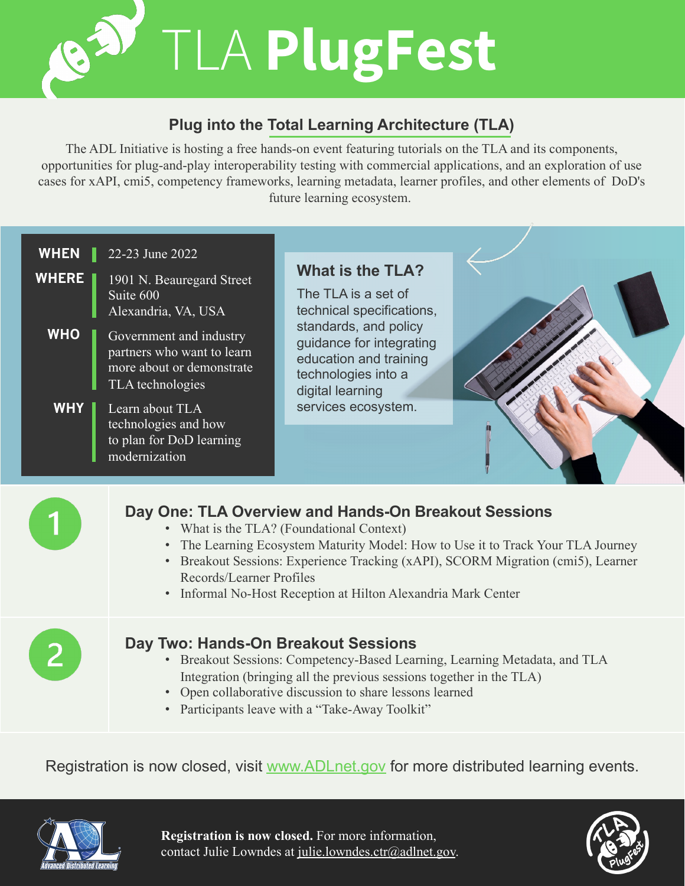# TLA **PlugFest**

## Plug into the Total Learning Architecture (TLA)

The ADL Initiative is hosting a free hands-on event featuring tutorials on the TLA and its components, opportunities for plug-and-play interoperability testing with commercial applications, and an exploration of use cases for xAPI, cmi5, competency frameworks, learning metadata, learner profiles, and other elements of DoD's future learning ecosystem.

**WHEN** 22-23 June 2022

**WHERE** 1901 N. Beauregard Street
Suite 600
Alexandria, VA, USA

**WHO** Government and industry partners who want to learn more about or demonstrate TLA technologies

**WHY** Learn about TLA technologies and how to plan for DoD learning modernization

### What is the TLA?

The TLA is a set of technical specifications, standards, and policy guidance for integrating education and training technologies into a digital learning services ecosystem.

## 1 Day One: TLA Overview and Hands-On Breakout Sessions

- What is the TLA? (Foundational Context)
- The Learning Ecosystem Maturity Model: How to Use it to Track Your TLA Journey
- Breakout Sessions: Experience Tracking (xAPI), SCORM Migration (cmi5), Learner Records/Learner Profiles
- Informal No-Host Reception at Hilton Alexandria Mark Center

## 2 Day Two: Hands-On Breakout Sessions

- Breakout Sessions: Competency-Based Learning, Learning Metadata, and TLA Integration (bringing all the previous sessions together in the TLA)
- Open collaborative discussion to share lessons learned
- Participants leave with a "Take-Away Toolkit"

Registration is now closed, visit www.ADLnet.gov for more distributed learning events.

**Registration is now closed.** For more information, contact Julie Lowndes at julie.lowndes.ctr@adlnet.gov.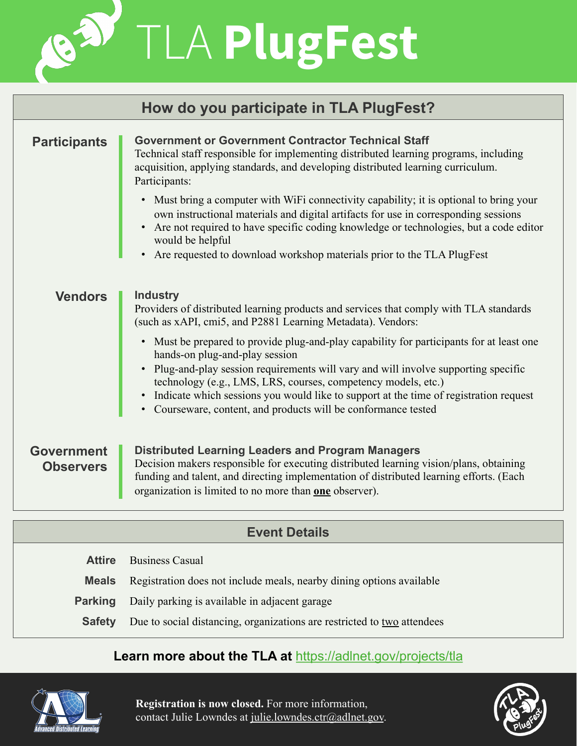# TLA **PlugFest**

## How do you participate in TLA PlugFest?

### Participants

**Government or Government Contractor Technical Staff**

Technical staff responsible for implementing distributed learning programs, including acquisition, applying standards, and developing distributed learning curriculum. Participants:

- Must bring a computer with WiFi connectivity capability; it is optional to bring your own instructional materials and digital artifacts for use in corresponding sessions
- Are not required to have specific coding knowledge or technologies, but a code editor would be helpful
- Are requested to download workshop materials prior to the TLA PlugFest

### Vendors

**Industry**

Providers of distributed learning products and services that comply with TLA standards (such as xAPI, cmi5, and P2881 Learning Metadata). Vendors:

- Must be prepared to provide plug-and-play capability for participants for at least one hands-on plug-and-play session
- Plug-and-play session requirements will vary and will involve supporting specific technology (e.g., LMS, LRS, courses, competency models, etc.)
- Indicate which sessions you would like to support at the time of registration request
- Courseware, content, and products will be conformance tested

### Government Observers

**Distributed Learning Leaders and Program Managers**

Decision makers responsible for executing distributed learning vision/plans, obtaining funding and talent, and directing implementation of distributed learning efforts. (Each organization is limited to no more than **one** observer).

## Event Details

| | |
|---|---|
| **Attire** | Business Casual |
| **Meals** | Registration does not include meals, nearby dining options available |
| **Parking** | Daily parking is available in adjacent garage |
| **Safety** | Due to social distancing, organizations are restricted to two attendees |

**Learn more about the TLA at** https://adlnet.gov/projects/tla

**Registration is now closed.** For more information, contact Julie Lowndes at julie.lowndes.ctr@adlnet.gov.